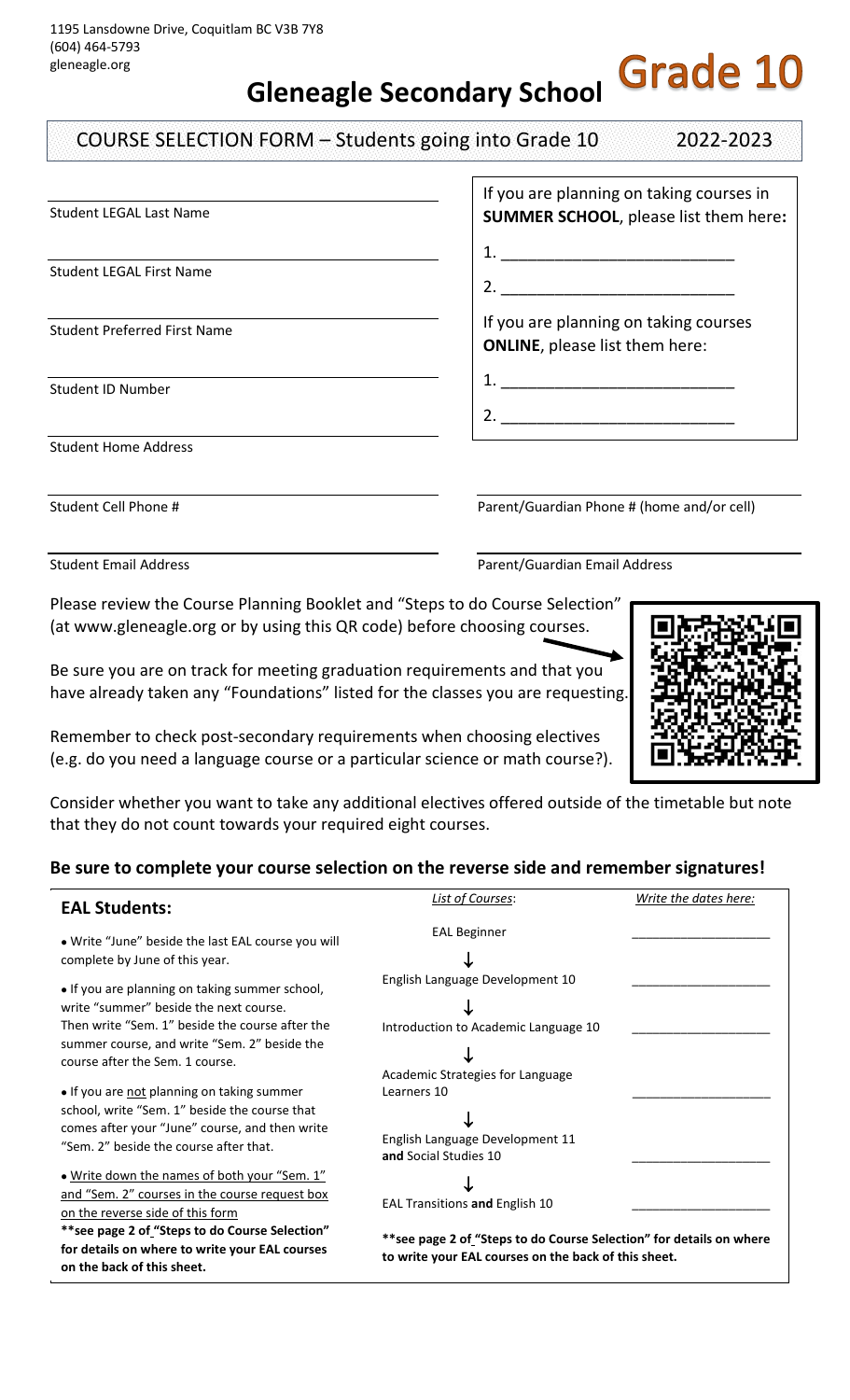1195 Lansdowne Drive, Coquitlam BC V3B 7Y8
(604) 464-5793
gleneagle.org

# Gleneagle Secondary School

**Grade 10**

## COURSE SELECTION FORM – Students going into Grade 10 2022-2023

Student LEGAL Last Name

Student LEGAL First Name

Student Preferred First Name

Student ID Number

Student Home Address

If you are planning on taking courses in **SUMMER SCHOOL**, please list them here**:**

1. ____________________________
2. ____________________________

If you are planning on taking courses **ONLINE**, please list them here:

1. ____________________________
2. ____________________________

Student Cell Phone #

Parent/Guardian Phone # (home and/or cell)

Student Email Address

Parent/Guardian Email Address

Please review the Course Planning Booklet and "Steps to do Course Selection" (at www.gleneagle.org or by using this QR code) before choosing courses.

Be sure you are on track for meeting graduation requirements and that you have already taken any "Foundations" listed for the classes you are requesting.

Remember to check post-secondary requirements when choosing electives (e.g. do you need a language course or a particular science or math course?).

Consider whether you want to take any additional electives offered outside of the timetable but note that they do not count towards your required eight courses.

**Be sure to complete your course selection on the reverse side and remember signatures!**

### EAL Students:

- Write "June" beside the last EAL course you will complete by June of this year.
- If you are planning on taking summer school, write "summer" beside the next course. Then write "Sem. 1" beside the course after the summer course, and write "Sem. 2" beside the course after the Sem. 1 course.
- If you are not planning on taking summer school, write "Sem. 1" beside the course that comes after your "June" course, and then write "Sem. 2" beside the course after that.
- Write down the names of both your "Sem. 1" and "Sem. 2" courses in the course request box on the reverse side of this form

**\*\*see page 2 of "Steps to do Course Selection" for details on where to write your EAL courses on the back of this sheet.**

| *List of Courses*: | *Write the dates here:* |
|---|---|
| EAL Beginner ↓ | ____________ |
| English Language Development 10 ↓ | ____________ |
| Introduction to Academic Language 10 ↓ | ____________ |
| Academic Strategies for Language Learners 10 ↓ | ____________ |
| English Language Development 11 **and** Social Studies 10 ↓ | ____________ |
| EAL Transitions **and** English 10 | ____________ |

**\*\*see page 2 of "Steps to do Course Selection" for details on where to write your EAL courses on the back of this sheet.**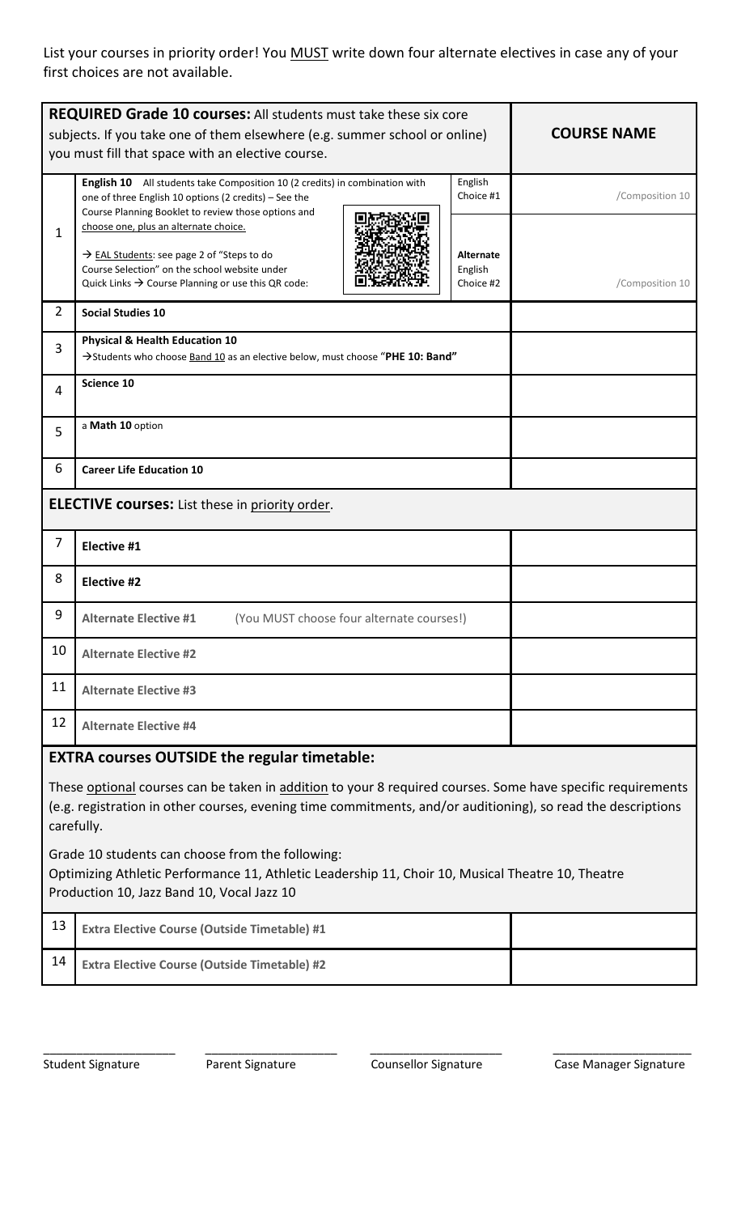List your courses in priority order! You MUST write down four alternate electives in case any of your first choices are not available.

| **REQUIRED Grade 10 courses:** All students must take these six core subjects. If you take one of them elsewhere (e.g. summer school or online) you must fill that space with an elective course. | | | **COURSE NAME** |
|---|---|---|---|
| 1 | **English 10** All students take Composition 10 (2 credits) in combination with one of three English 10 options (2 credits) – See the Course Planning Booklet to review those options and choose one, plus an alternate choice. → EAL Students: see page 2 of "Steps to do Course Selection" on the school website under Quick Links → Course Planning or use this QR code: | English Choice #1 | /Composition 10 |
| | | **Alternate** English Choice #2 | /Composition 10 |
| 2 | **Social Studies 10** | | |
| 3 | **Physical & Health Education 10** →Students who choose Band 10 as an elective below, must choose "**PHE 10: Band**" | | |
| 4 | **Science 10** | | |
| 5 | a **Math 10** option | | |
| 6 | **Career Life Education 10** | | |
| **ELECTIVE courses:** List these in priority order. | | | |
| 7 | **Elective #1** | | |
| 8 | **Elective #2** | | |
| 9 | **Alternate Elective #1** (You MUST choose four alternate courses!) | | |
| 10 | **Alternate Elective #2** | | |
| 11 | **Alternate Elective #3** | | |
| 12 | **Alternate Elective #4** | | |

## EXTRA courses OUTSIDE the regular timetable:

These optional courses can be taken in addition to your 8 required courses. Some have specific requirements (e.g. registration in other courses, evening time commitments, and/or auditioning), so read the descriptions carefully.

Grade 10 students can choose from the following:
Optimizing Athletic Performance 11, Athletic Leadership 11, Choir 10, Musical Theatre 10, Theatre Production 10, Jazz Band 10, Vocal Jazz 10

| | | |
|---|---|---|
| 13 | **Extra Elective Course (Outside Timetable) #1** | |
| 14 | **Extra Elective Course (Outside Timetable) #2** | |

\_\_\_\_\_\_\_\_\_\_\_\_\_\_\_\_\_\_\_\_ Student Signature

\_\_\_\_\_\_\_\_\_\_\_\_\_\_\_\_\_\_\_\_ Parent Signature

\_\_\_\_\_\_\_\_\_\_\_\_\_\_\_\_\_\_\_\_ Counsellor Signature

\_\_\_\_\_\_\_\_\_\_\_\_\_\_\_\_\_\_\_\_ Case Manager Signature